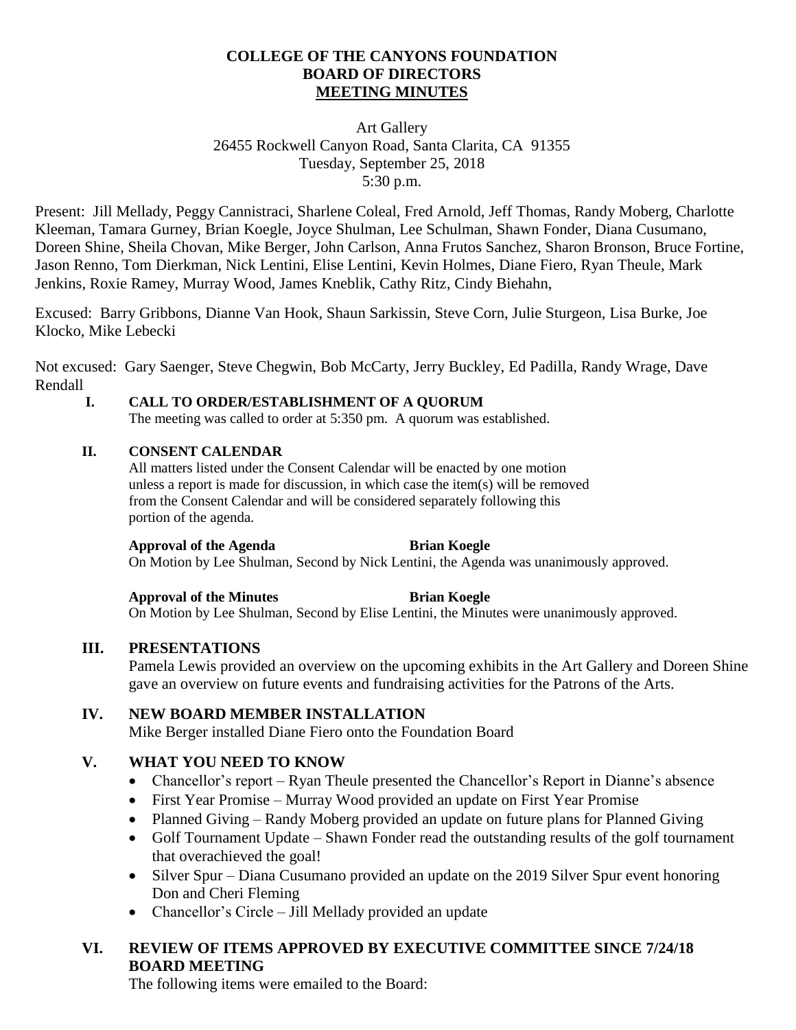# COLLEGE OF THE CANYONS FOUNDATION
## BOARD OF DIRECTORS
## MEETING MINUTES

Art Gallery
26455 Rockwell Canyon Road, Santa Clarita, CA 91355
Tuesday, September 25, 2018
5:30 p.m.

Present: Jill Mellady, Peggy Cannistraci, Sharlene Coleal, Fred Arnold, Jeff Thomas, Randy Moberg, Charlotte Kleeman, Tamara Gurney, Brian Koegle, Joyce Shulman, Lee Schulman, Shawn Fonder, Diana Cusumano, Doreen Shine, Sheila Chovan, Mike Berger, John Carlson, Anna Frutos Sanchez, Sharon Bronson, Bruce Fortine, Jason Renno, Tom Dierkman, Nick Lentini, Elise Lentini, Kevin Holmes, Diane Fiero, Ryan Theule, Mark Jenkins, Roxie Ramey, Murray Wood, James Kneblik, Cathy Ritz, Cindy Biehahn,

Excused: Barry Gribbons, Dianne Van Hook, Shaun Sarkissin, Steve Corn, Julie Sturgeon, Lisa Burke, Joe Klocko, Mike Lebecki

Not excused: Gary Saenger, Steve Chegwin, Bob McCarty, Jerry Buckley, Ed Padilla, Randy Wrage, Dave Rendall

**I. CALL TO ORDER/ESTABLISHMENT OF A QUORUM**

The meeting was called to order at 5:350 pm. A quorum was established.

**II. CONSENT CALENDAR**

All matters listed under the Consent Calendar will be enacted by one motion unless a report is made for discussion, in which case the item(s) will be removed from the Consent Calendar and will be considered separately following this portion of the agenda.

**Approval of the Agenda** **Brian Koegle**

On Motion by Lee Shulman, Second by Nick Lentini, the Agenda was unanimously approved.

**Approval of the Minutes** **Brian Koegle**

On Motion by Lee Shulman, Second by Elise Lentini, the Minutes were unanimously approved.

**III. PRESENTATIONS**

Pamela Lewis provided an overview on the upcoming exhibits in the Art Gallery and Doreen Shine gave an overview on future events and fundraising activities for the Patrons of the Arts.

**IV. NEW BOARD MEMBER INSTALLATION**

Mike Berger installed Diane Fiero onto the Foundation Board

**V. WHAT YOU NEED TO KNOW**

- Chancellor's report – Ryan Theule presented the Chancellor's Report in Dianne's absence
- First Year Promise – Murray Wood provided an update on First Year Promise
- Planned Giving – Randy Moberg provided an update on future plans for Planned Giving
- Golf Tournament Update – Shawn Fonder read the outstanding results of the golf tournament that overachieved the goal!
- Silver Spur – Diana Cusumano provided an update on the 2019 Silver Spur event honoring Don and Cheri Fleming
- Chancellor's Circle – Jill Mellady provided an update

**VI. REVIEW OF ITEMS APPROVED BY EXECUTIVE COMMITTEE SINCE 7/24/18 BOARD MEETING**

The following items were emailed to the Board: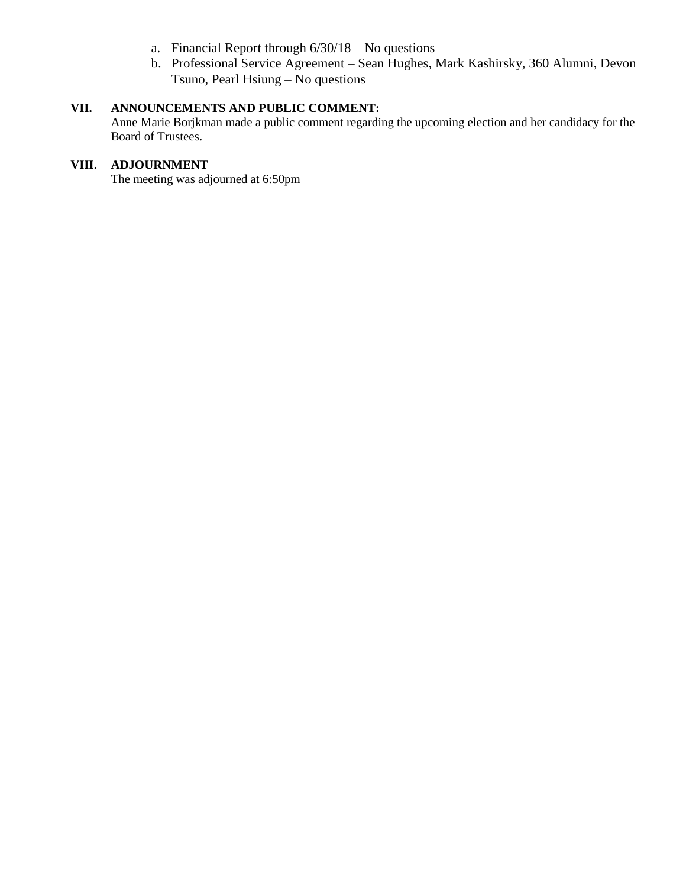a. Financial Report through 6/30/18 – No questions
b. Professional Service Agreement – Sean Hughes, Mark Kashirsky, 360 Alumni, Devon Tsuno, Pearl Hsiung – No questions

## VII. ANNOUNCEMENTS AND PUBLIC COMMENT:

Anne Marie Borjkman made a public comment regarding the upcoming election and her candidacy for the Board of Trustees.

## VIII. ADJOURNMENT

The meeting was adjourned at 6:50pm